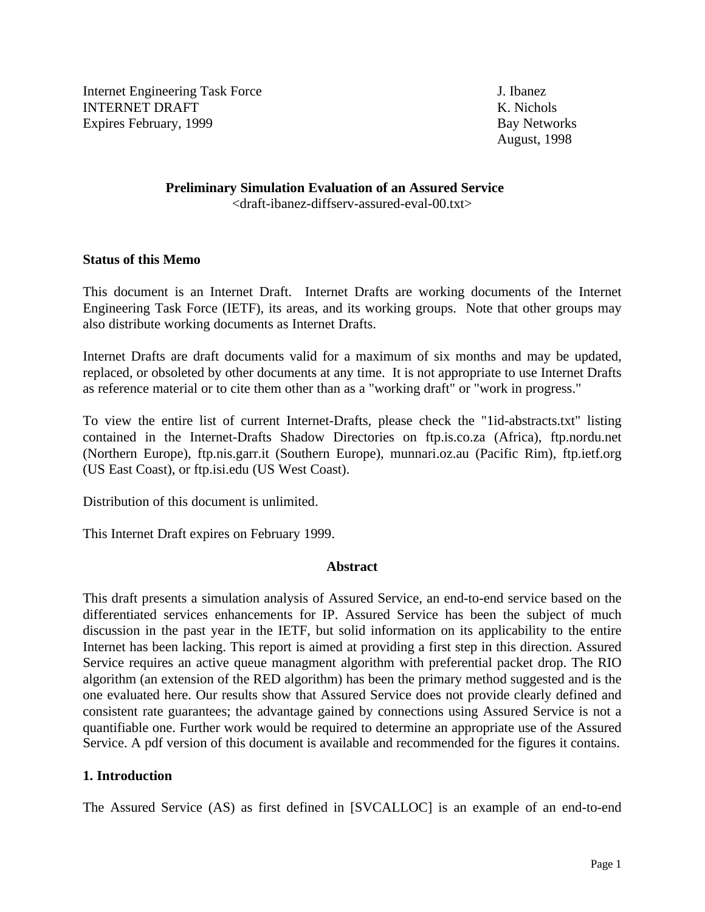Internet Engineering Task Force
INTERNET DRAFT
Expires February, 1999

J. Ibanez
K. Nichols
Bay Networks
August, 1998

**Preliminary Simulation Evaluation of an Assured Service**
<draft-ibanez-diffserv-assured-eval-00.txt>

## Status of this Memo

This document is an Internet Draft. Internet Drafts are working documents of the Internet Engineering Task Force (IETF), its areas, and its working groups. Note that other groups may also distribute working documents as Internet Drafts.

Internet Drafts are draft documents valid for a maximum of six months and may be updated, replaced, or obsoleted by other documents at any time. It is not appropriate to use Internet Drafts as reference material or to cite them other than as a "working draft" or "work in progress."

To view the entire list of current Internet-Drafts, please check the "1id-abstracts.txt" listing contained in the Internet-Drafts Shadow Directories on ftp.is.co.za (Africa), ftp.nordu.net (Northern Europe), ftp.nis.garr.it (Southern Europe), munnari.oz.au (Pacific Rim), ftp.ietf.org (US East Coast), or ftp.isi.edu (US West Coast).

Distribution of this document is unlimited.

This Internet Draft expires on February 1999.

## Abstract

This draft presents a simulation analysis of Assured Service, an end-to-end service based on the differentiated services enhancements for IP. Assured Service has been the subject of much discussion in the past year in the IETF, but solid information on its applicability to the entire Internet has been lacking. This report is aimed at providing a first step in this direction. Assured Service requires an active queue managment algorithm with preferential packet drop. The RIO algorithm (an extension of the RED algorithm) has been the primary method suggested and is the one evaluated here. Our results show that Assured Service does not provide clearly defined and consistent rate guarantees; the advantage gained by connections using Assured Service is not a quantifiable one. Further work would be required to determine an appropriate use of the Assured Service. A pdf version of this document is available and recommended for the figures it contains.

## 1. Introduction

The Assured Service (AS) as first defined in [SVCALLOC] is an example of an end-to-end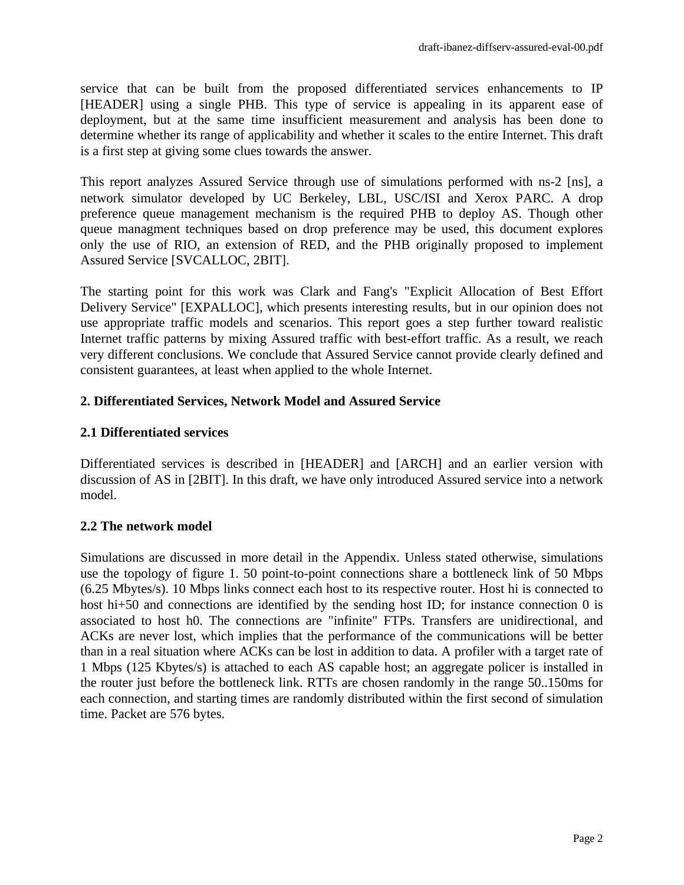service that can be built from the proposed differentiated services enhancements to IP [HEADER] using a single PHB. This type of service is appealing in its apparent ease of deployment, but at the same time insufficient measurement and analysis has been done to determine whether its range of applicability and whether it scales to the entire Internet. This draft is a first step at giving some clues towards the answer.

This report analyzes Assured Service through use of simulations performed with ns-2 [ns], a network simulator developed by UC Berkeley, LBL, USC/ISI and Xerox PARC. A drop preference queue management mechanism is the required PHB to deploy AS. Though other queue managment techniques based on drop preference may be used, this document explores only the use of RIO, an extension of RED, and the PHB originally proposed to implement Assured Service [SVCALLOC, 2BIT].

The starting point for this work was Clark and Fang's "Explicit Allocation of Best Effort Delivery Service" [EXPALLOC], which presents interesting results, but in our opinion does not use appropriate traffic models and scenarios. This report goes a step further toward realistic Internet traffic patterns by mixing Assured traffic with best-effort traffic. As a result, we reach very different conclusions. We conclude that Assured Service cannot provide clearly defined and consistent guarantees, at least when applied to the whole Internet.

## 2. Differentiated Services, Network Model and Assured Service

### 2.1 Differentiated services

Differentiated services is described in [HEADER] and [ARCH] and an earlier version with discussion of AS in [2BIT]. In this draft, we have only introduced Assured service into a network model.

### 2.2 The network model

Simulations are discussed in more detail in the Appendix. Unless stated otherwise, simulations use the topology of figure 1. 50 point-to-point connections share a bottleneck link of 50 Mbps (6.25 Mbytes/s). 10 Mbps links connect each host to its respective router. Host hi is connected to host hi+50 and connections are identified by the sending host ID; for instance connection 0 is associated to host h0. The connections are "infinite" FTPs. Transfers are unidirectional, and ACKs are never lost, which implies that the performance of the communications will be better than in a real situation where ACKs can be lost in addition to data. A profiler with a target rate of 1 Mbps (125 Kbytes/s) is attached to each AS capable host; an aggregate policer is installed in the router just before the bottleneck link. RTTs are chosen randomly in the range 50..150ms for each connection, and starting times are randomly distributed within the first second of simulation time. Packet are 576 bytes.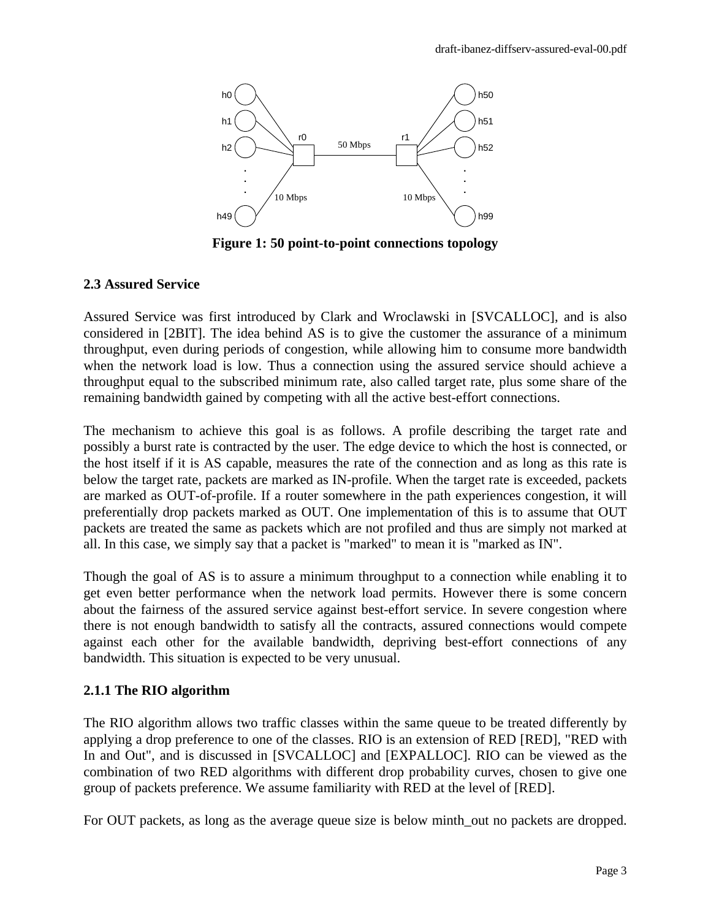**Figure 1: 50 point-to-point connections topology**

### 2.3 Assured Service

Assured Service was first introduced by Clark and Wroclawski in [SVCALLOC], and is also considered in [2BIT]. The idea behind AS is to give the customer the assurance of a minimum throughput, even during periods of congestion, while allowing him to consume more bandwidth when the network load is low. Thus a connection using the assured service should achieve a throughput equal to the subscribed minimum rate, also called target rate, plus some share of the remaining bandwidth gained by competing with all the active best-effort connections.

The mechanism to achieve this goal is as follows. A profile describing the target rate and possibly a burst rate is contracted by the user. The edge device to which the host is connected, or the host itself if it is AS capable, measures the rate of the connection and as long as this rate is below the target rate, packets are marked as IN-profile. When the target rate is exceeded, packets are marked as OUT-of-profile. If a router somewhere in the path experiences congestion, it will preferentially drop packets marked as OUT. One implementation of this is to assume that OUT packets are treated the same as packets which are not profiled and thus are simply not marked at all. In this case, we simply say that a packet is "marked" to mean it is "marked as IN".

Though the goal of AS is to assure a minimum throughput to a connection while enabling it to get even better performance when the network load permits. However there is some concern about the fairness of the assured service against best-effort service. In severe congestion where there is not enough bandwidth to satisfy all the contracts, assured connections would compete against each other for the available bandwidth, depriving best-effort connections of any bandwidth. This situation is expected to be very unusual.

### 2.1.1 The RIO algorithm

The RIO algorithm allows two traffic classes within the same queue to be treated differently by applying a drop preference to one of the classes. RIO is an extension of RED [RED], "RED with In and Out", and is discussed in [SVCALLOC] and [EXPALLOC]. RIO can be viewed as the combination of two RED algorithms with different drop probability curves, chosen to give one group of packets preference. We assume familiarity with RED at the level of [RED].

For OUT packets, as long as the average queue size is below minth_out no packets are dropped.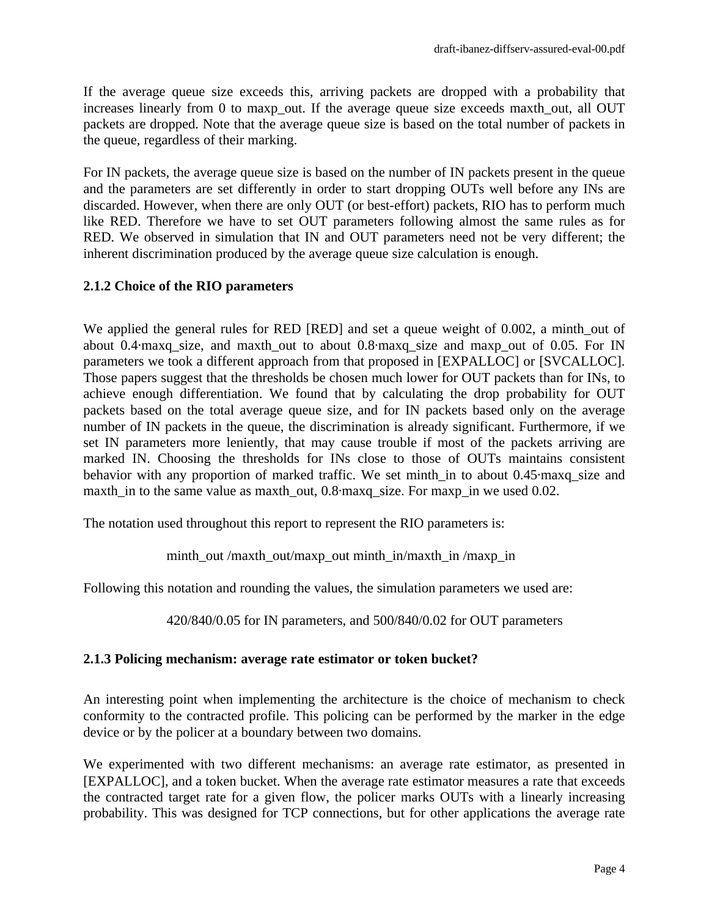If the average queue size exceeds this, arriving packets are dropped with a probability that increases linearly from 0 to maxp_out. If the average queue size exceeds maxth_out, all OUT packets are dropped. Note that the average queue size is based on the total number of packets in the queue, regardless of their marking.

For IN packets, the average queue size is based on the number of IN packets present in the queue and the parameters are set differently in order to start dropping OUTs well before any INs are discarded. However, when there are only OUT (or best-effort) packets, RIO has to perform much like RED. Therefore we have to set OUT parameters following almost the same rules as for RED. We observed in simulation that IN and OUT parameters need not be very different; the inherent discrimination produced by the average queue size calculation is enough.

### 2.1.2 Choice of the RIO parameters

We applied the general rules for RED [RED] and set a queue weight of 0.002, a minth_out of about 0.4·maxq_size, and maxth_out to about 0.8·maxq_size and maxp_out of 0.05. For IN parameters we took a different approach from that proposed in [EXPALLOC] or [SVCALLOC]. Those papers suggest that the thresholds be chosen much lower for OUT packets than for INs, to achieve enough differentiation. We found that by calculating the drop probability for OUT packets based on the total average queue size, and for IN packets based only on the average number of IN packets in the queue, the discrimination is already significant. Furthermore, if we set IN parameters more leniently, that may cause trouble if most of the packets arriving are marked IN. Choosing the thresholds for INs close to those of OUTs maintains consistent behavior with any proportion of marked traffic. We set minth_in to about 0.45·maxq_size and maxth_in to the same value as maxth_out, 0.8·maxq_size. For maxp_in we used 0.02.

The notation used throughout this report to represent the RIO parameters is:

minth_out /maxth_out/maxp_out minth_in/maxth_in /maxp_in

Following this notation and rounding the values, the simulation parameters we used are:

420/840/0.05 for IN parameters, and 500/840/0.02 for OUT parameters

### 2.1.3 Policing mechanism: average rate estimator or token bucket?

An interesting point when implementing the architecture is the choice of mechanism to check conformity to the contracted profile. This policing can be performed by the marker in the edge device or by the policer at a boundary between two domains.

We experimented with two different mechanisms: an average rate estimator, as presented in [EXPALLOC], and a token bucket. When the average rate estimator measures a rate that exceeds the contracted target rate for a given flow, the policer marks OUTs with a linearly increasing probability. This was designed for TCP connections, but for other applications the average rate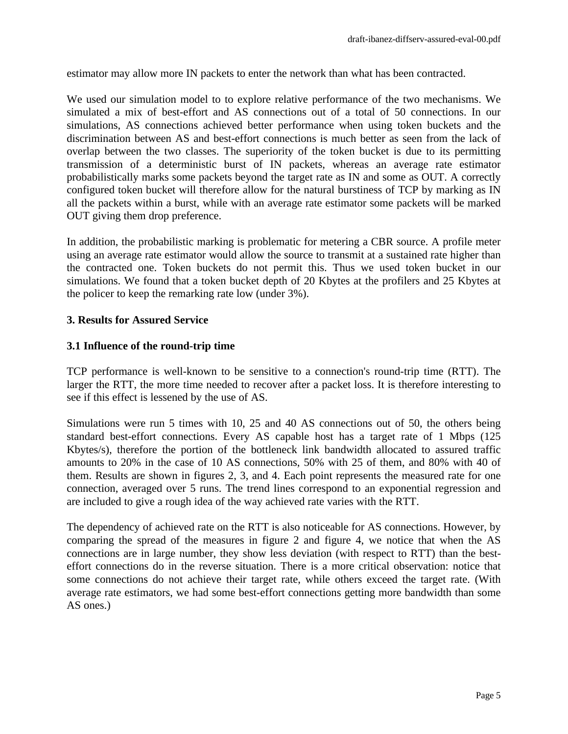estimator may allow more IN packets to enter the network than what has been contracted.

We used our simulation model to to explore relative performance of the two mechanisms. We simulated a mix of best-effort and AS connections out of a total of 50 connections. In our simulations, AS connections achieved better performance when using token buckets and the discrimination between AS and best-effort connections is much better as seen from the lack of overlap between the two classes. The superiority of the token bucket is due to its permitting transmission of a deterministic burst of IN packets, whereas an average rate estimator probabilistically marks some packets beyond the target rate as IN and some as OUT. A correctly configured token bucket will therefore allow for the natural burstiness of TCP by marking as IN all the packets within a burst, while with an average rate estimator some packets will be marked OUT giving them drop preference.

In addition, the probabilistic marking is problematic for metering a CBR source. A profile meter using an average rate estimator would allow the source to transmit at a sustained rate higher than the contracted one. Token buckets do not permit this. Thus we used token bucket in our simulations. We found that a token bucket depth of 20 Kbytes at the profilers and 25 Kbytes at the policer to keep the remarking rate low (under 3%).

## 3. Results for Assured Service

### 3.1 Influence of the round-trip time

TCP performance is well-known to be sensitive to a connection's round-trip time (RTT). The larger the RTT, the more time needed to recover after a packet loss. It is therefore interesting to see if this effect is lessened by the use of AS.

Simulations were run 5 times with 10, 25 and 40 AS connections out of 50, the others being standard best-effort connections. Every AS capable host has a target rate of 1 Mbps (125 Kbytes/s), therefore the portion of the bottleneck link bandwidth allocated to assured traffic amounts to 20% in the case of 10 AS connections, 50% with 25 of them, and 80% with 40 of them. Results are shown in figures 2, 3, and 4. Each point represents the measured rate for one connection, averaged over 5 runs. The trend lines correspond to an exponential regression and are included to give a rough idea of the way achieved rate varies with the RTT.

The dependency of achieved rate on the RTT is also noticeable for AS connections. However, by comparing the spread of the measures in figure 2 and figure 4, we notice that when the AS connections are in large number, they show less deviation (with respect to RTT) than the best-effort connections do in the reverse situation. There is a more critical observation: notice that some connections do not achieve their target rate, while others exceed the target rate. (With average rate estimators, we had some best-effort connections getting more bandwidth than some AS ones.)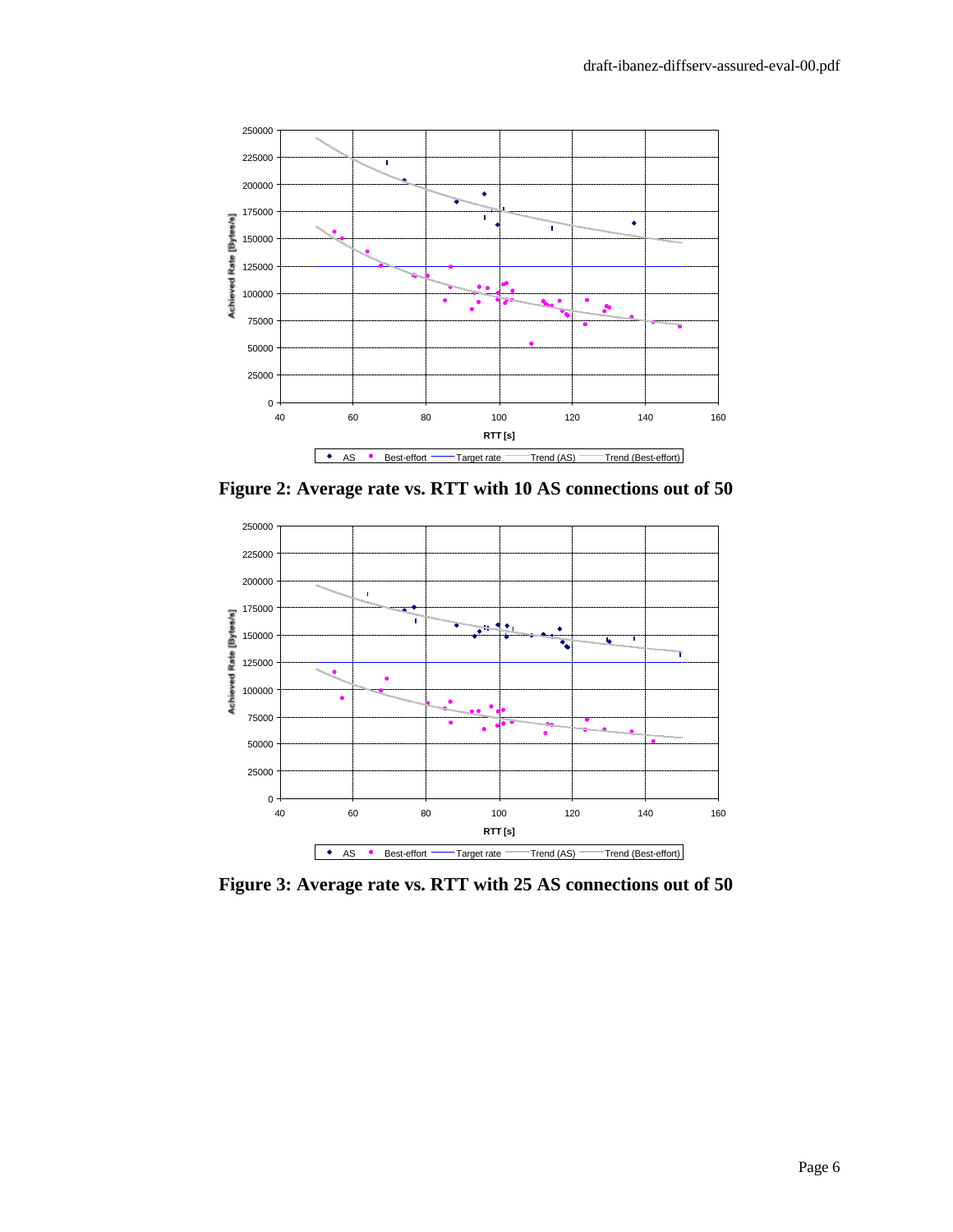**Figure 2: Average rate vs. RTT with 10 AS connections out of 50**

**Figure 3: Average rate vs. RTT with 25 AS connections out of 50**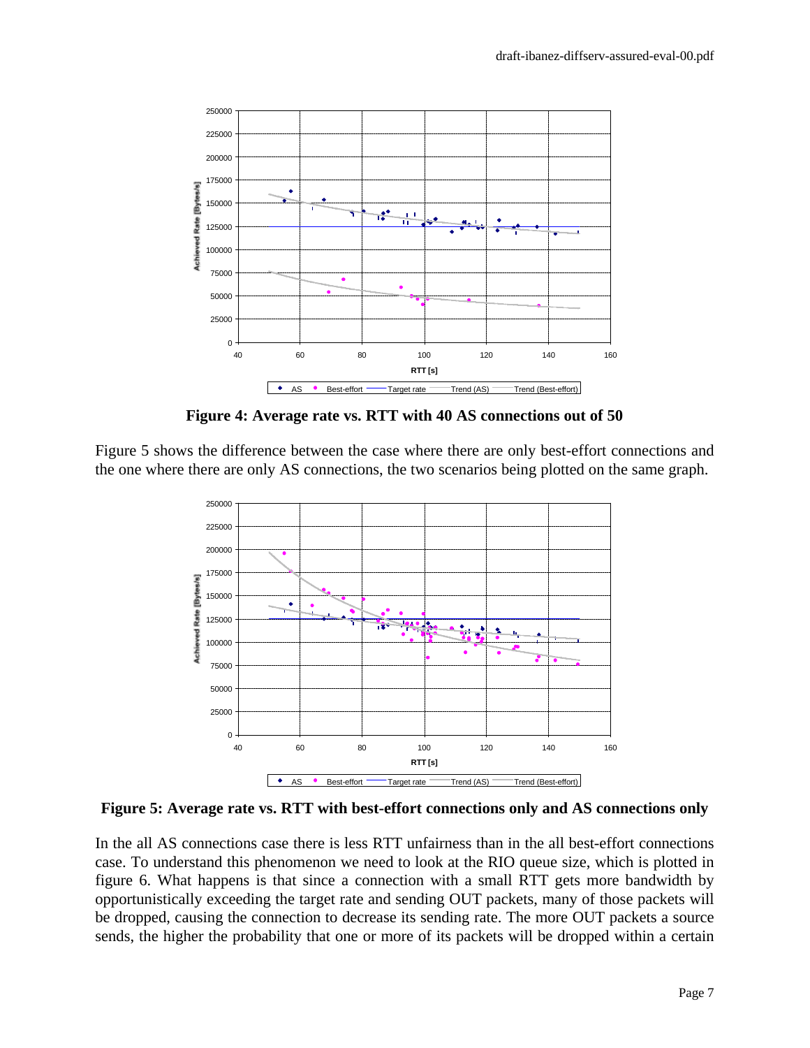**Figure 4: Average rate vs. RTT with 40 AS connections out of 50**

Figure 5 shows the difference between the case where there are only best-effort connections and the one where there are only AS connections, the two scenarios being plotted on the same graph.

**Figure 5: Average rate vs. RTT with best-effort connections only and AS connections only**

In the all AS connections case there is less RTT unfairness than in the all best-effort connections case. To understand this phenomenon we need to look at the RIO queue size, which is plotted in figure 6. What happens is that since a connection with a small RTT gets more bandwidth by opportunistically exceeding the target rate and sending OUT packets, many of those packets will be dropped, causing the connection to decrease its sending rate. The more OUT packets a source sends, the higher the probability that one or more of its packets will be dropped within a certain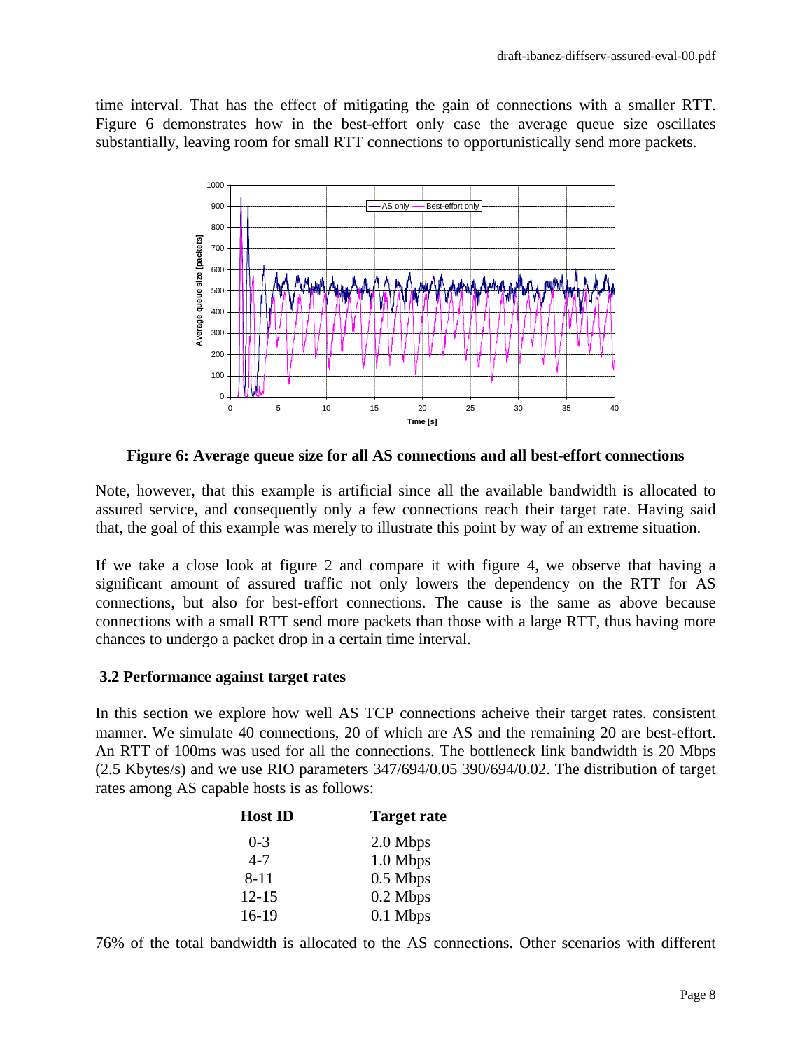time interval. That has the effect of mitigating the gain of connections with a smaller RTT. Figure 6 demonstrates how in the best-effort only case the average queue size oscillates substantially, leaving room for small RTT connections to opportunistically send more packets.

**Figure 6: Average queue size for all AS connections and all best-effort connections**

Note, however, that this example is artificial since all the available bandwidth is allocated to assured service, and consequently only a few connections reach their target rate. Having said that, the goal of this example was merely to illustrate this point by way of an extreme situation.

If we take a close look at figure 2 and compare it with figure 4, we observe that having a significant amount of assured traffic not only lowers the dependency on the RTT for AS connections, but also for best-effort connections. The cause is the same as above because connections with a small RTT send more packets than those with a large RTT, thus having more chances to undergo a packet drop in a certain time interval.

### 3.2 Performance against target rates

In this section we explore how well AS TCP connections acheive their target rates. consistent manner. We simulate 40 connections, 20 of which are AS and the remaining 20 are best-effort. An RTT of 100ms was used for all the connections. The bottleneck link bandwidth is 20 Mbps (2.5 Kbytes/s) and we use RIO parameters 347/694/0.05 390/694/0.02. The distribution of target rates among AS capable hosts is as follows:

| Host ID | Target rate |
|---|---|
| 0-3 | 2.0 Mbps |
| 4-7 | 1.0 Mbps |
| 8-11 | 0.5 Mbps |
| 12-15 | 0.2 Mbps |
| 16-19 | 0.1 Mbps |

76% of the total bandwidth is allocated to the AS connections. Other scenarios with different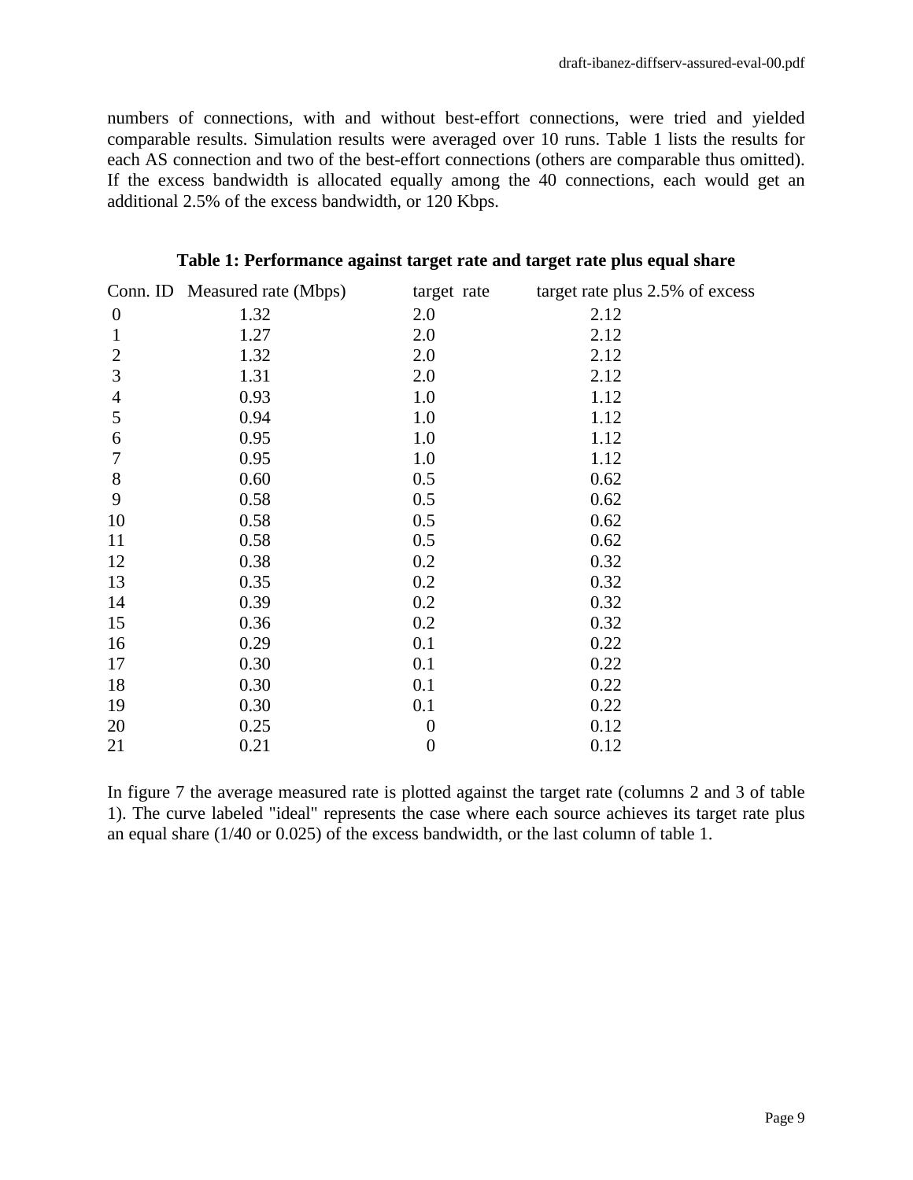numbers of connections, with and without best-effort connections, were tried and yielded comparable results. Simulation results were averaged over 10 runs. Table 1 lists the results for each AS connection and two of the best-effort connections (others are comparable thus omitted). If the excess bandwidth is allocated equally among the 40 connections, each would get an additional 2.5% of the excess bandwidth, or 120 Kbps.

**Table 1: Performance against target rate and target rate plus equal share**

| Conn. ID | Measured rate (Mbps) | target rate | target rate plus 2.5% of excess |
|---|---|---|---|
| 0 | 1.32 | 2.0 | 2.12 |
| 1 | 1.27 | 2.0 | 2.12 |
| 2 | 1.32 | 2.0 | 2.12 |
| 3 | 1.31 | 2.0 | 2.12 |
| 4 | 0.93 | 1.0 | 1.12 |
| 5 | 0.94 | 1.0 | 1.12 |
| 6 | 0.95 | 1.0 | 1.12 |
| 7 | 0.95 | 1.0 | 1.12 |
| 8 | 0.60 | 0.5 | 0.62 |
| 9 | 0.58 | 0.5 | 0.62 |
| 10 | 0.58 | 0.5 | 0.62 |
| 11 | 0.58 | 0.5 | 0.62 |
| 12 | 0.38 | 0.2 | 0.32 |
| 13 | 0.35 | 0.2 | 0.32 |
| 14 | 0.39 | 0.2 | 0.32 |
| 15 | 0.36 | 0.2 | 0.32 |
| 16 | 0.29 | 0.1 | 0.22 |
| 17 | 0.30 | 0.1 | 0.22 |
| 18 | 0.30 | 0.1 | 0.22 |
| 19 | 0.30 | 0.1 | 0.22 |
| 20 | 0.25 | 0 | 0.12 |
| 21 | 0.21 | 0 | 0.12 |

In figure 7 the average measured rate is plotted against the target rate (columns 2 and 3 of table 1). The curve labeled "ideal" represents the case where each source achieves its target rate plus an equal share (1/40 or 0.025) of the excess bandwidth, or the last column of table 1.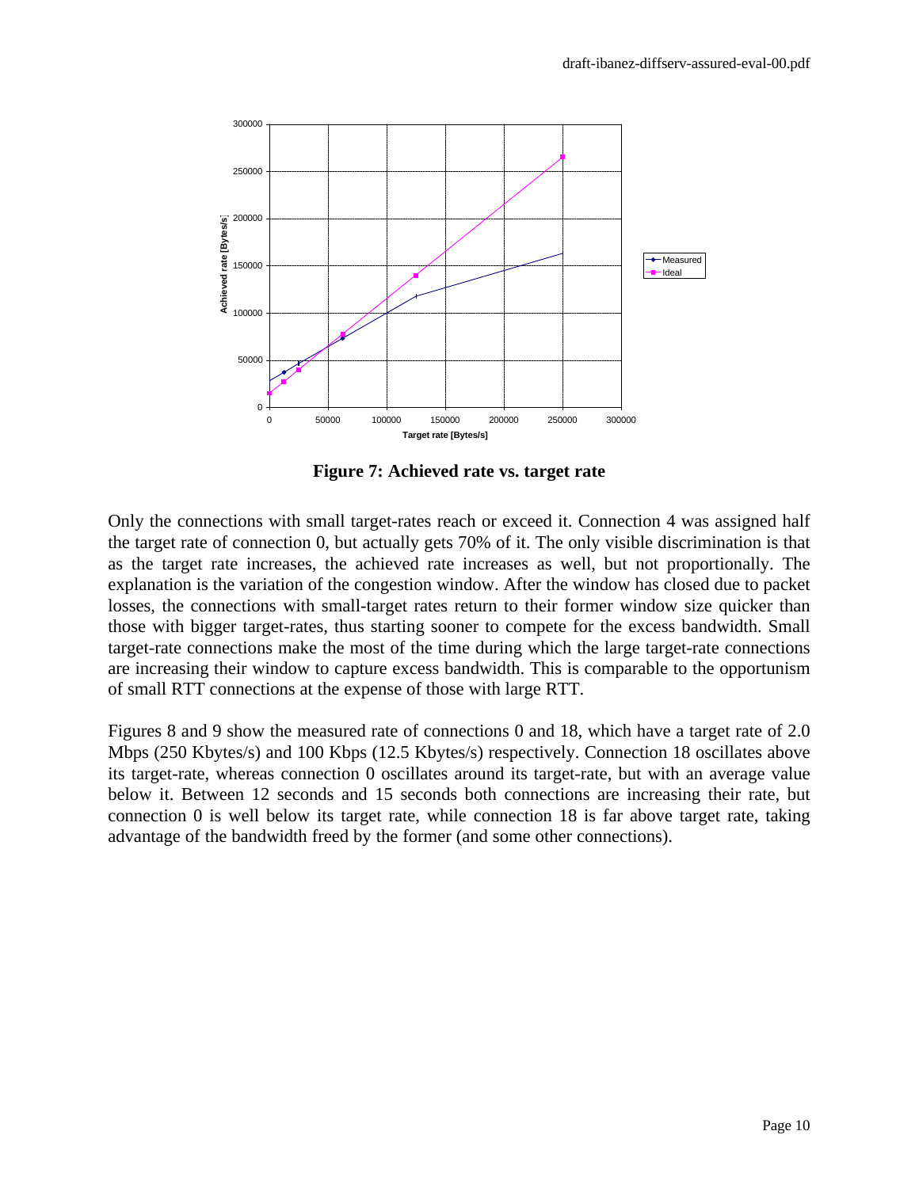**Figure 7: Achieved rate vs. target rate**

Only the connections with small target-rates reach or exceed it. Connection 4 was assigned half the target rate of connection 0, but actually gets 70% of it. The only visible discrimination is that as the target rate increases, the achieved rate increases as well, but not proportionally. The explanation is the variation of the congestion window. After the window has closed due to packet losses, the connections with small-target rates return to their former window size quicker than those with bigger target-rates, thus starting sooner to compete for the excess bandwidth. Small target-rate connections make the most of the time during which the large target-rate connections are increasing their window to capture excess bandwidth. This is comparable to the opportunism of small RTT connections at the expense of those with large RTT.

Figures 8 and 9 show the measured rate of connections 0 and 18, which have a target rate of 2.0 Mbps (250 Kbytes/s) and 100 Kbps (12.5 Kbytes/s) respectively. Connection 18 oscillates above its target-rate, whereas connection 0 oscillates around its target-rate, but with an average value below it. Between 12 seconds and 15 seconds both connections are increasing their rate, but connection 0 is well below its target rate, while connection 18 is far above target rate, taking advantage of the bandwidth freed by the former (and some other connections).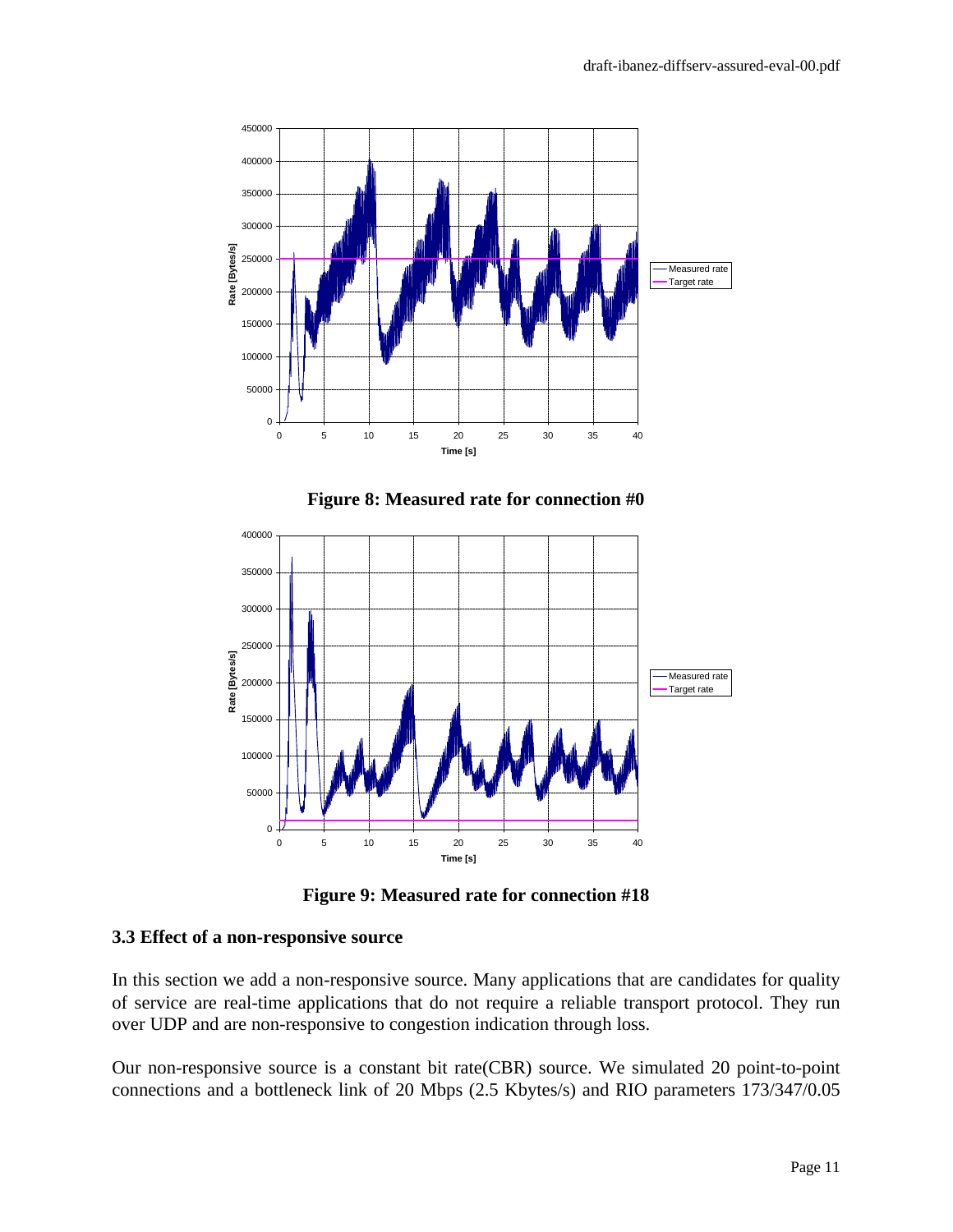**Figure 8: Measured rate for connection #0**

**Figure 9: Measured rate for connection #18**

### 3.3 Effect of a non-responsive source

In this section we add a non-responsive source. Many applications that are candidates for quality of service are real-time applications that do not require a reliable transport protocol. They run over UDP and are non-responsive to congestion indication through loss.

Our non-responsive source is a constant bit rate(CBR) source. We simulated 20 point-to-point connections and a bottleneck link of 20 Mbps (2.5 Kbytes/s) and RIO parameters 173/347/0.05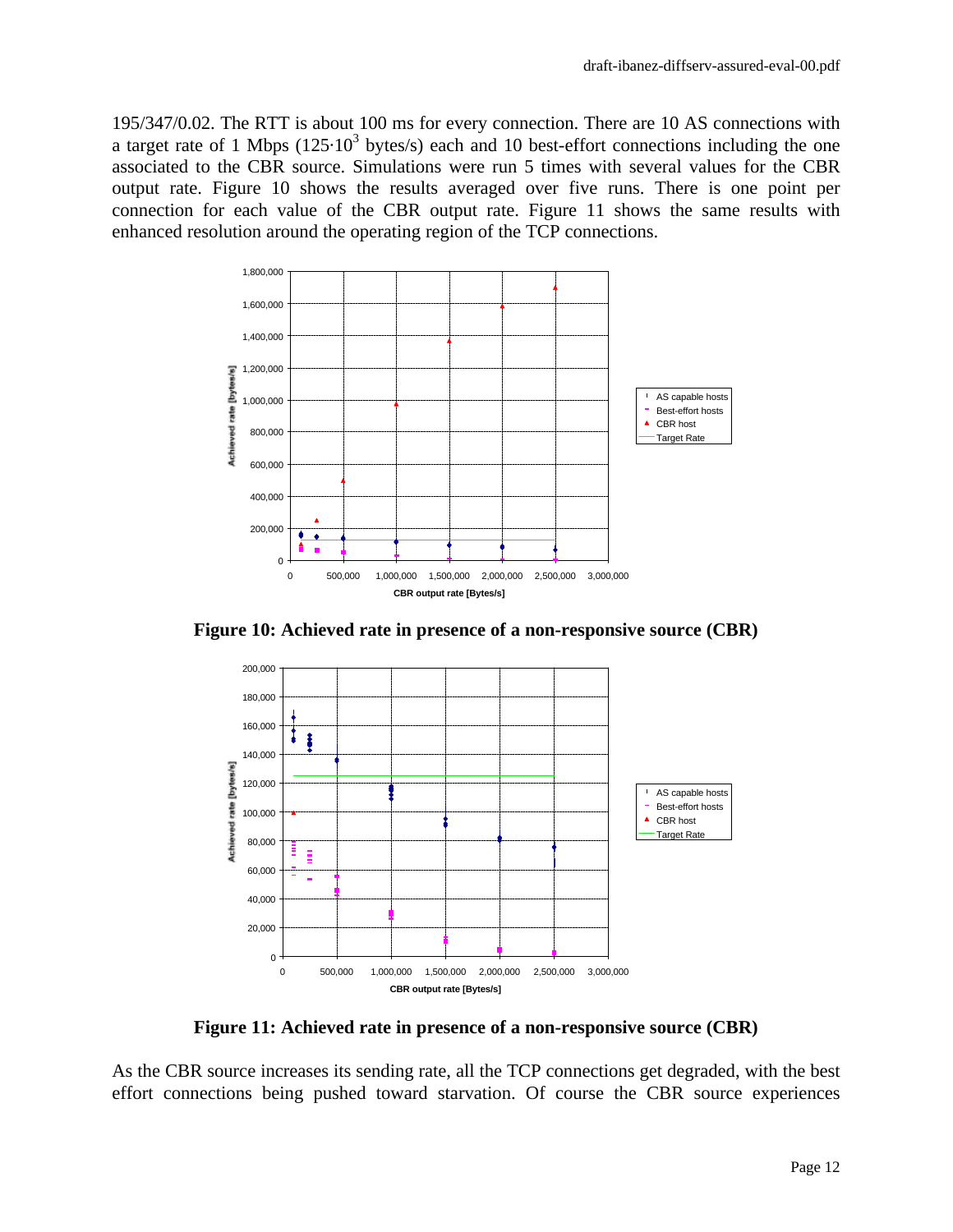195/347/0.02. The RTT is about 100 ms for every connection. There are 10 AS connections with a target rate of 1 Mbps ($125 \cdot 10^3$ bytes/s) each and 10 best-effort connections including the one associated to the CBR source. Simulations were run 5 times with several values for the CBR output rate. Figure 10 shows the results averaged over five runs. There is one point per connection for each value of the CBR output rate. Figure 11 shows the same results with enhanced resolution around the operating region of the TCP connections.

**Figure 10: Achieved rate in presence of a non-responsive source (CBR)**

**Figure 11: Achieved rate in presence of a non-responsive source (CBR)**

As the CBR source increases its sending rate, all the TCP connections get degraded, with the best effort connections being pushed toward starvation. Of course the CBR source experiences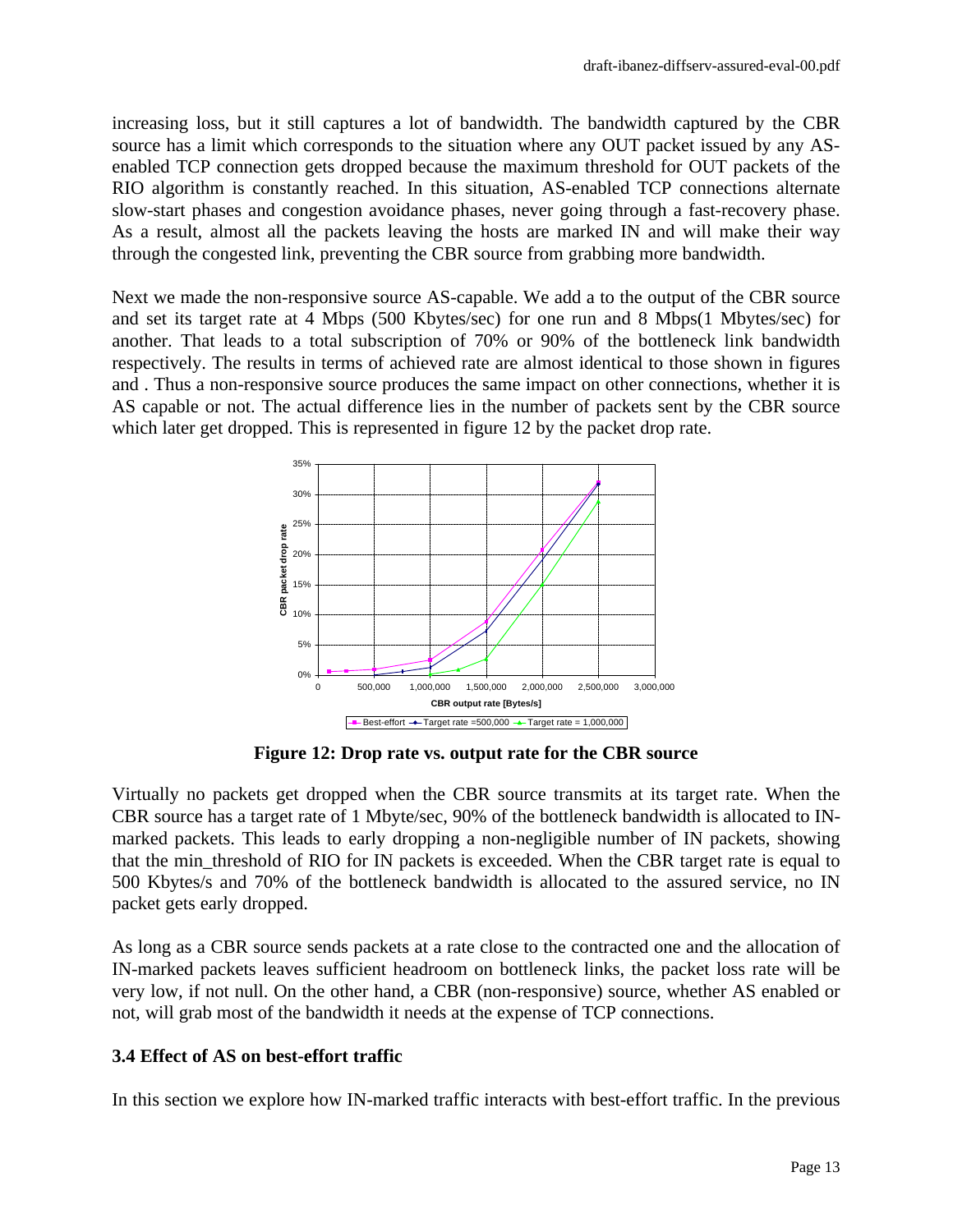increasing loss, but it still captures a lot of bandwidth. The bandwidth captured by the CBR source has a limit which corresponds to the situation where any OUT packet issued by any AS-enabled TCP connection gets dropped because the maximum threshold for OUT packets of the RIO algorithm is constantly reached. In this situation, AS-enabled TCP connections alternate slow-start phases and congestion avoidance phases, never going through a fast-recovery phase. As a result, almost all the packets leaving the hosts are marked IN and will make their way through the congested link, preventing the CBR source from grabbing more bandwidth.

Next we made the non-responsive source AS-capable. We add a to the output of the CBR source and set its target rate at 4 Mbps (500 Kbytes/sec) for one run and 8 Mbps(1 Mbytes/sec) for another. That leads to a total subscription of 70% or 90% of the bottleneck link bandwidth respectively. The results in terms of achieved rate are almost identical to those shown in figures and . Thus a non-responsive source produces the same impact on other connections, whether it is AS capable or not. The actual difference lies in the number of packets sent by the CBR source which later get dropped. This is represented in figure 12 by the packet drop rate.

**Figure 12: Drop rate vs. output rate for the CBR source**

Virtually no packets get dropped when the CBR source transmits at its target rate. When the CBR source has a target rate of 1 Mbyte/sec, 90% of the bottleneck bandwidth is allocated to IN-marked packets. This leads to early dropping a non-negligible number of IN packets, showing that the min_threshold of RIO for IN packets is exceeded. When the CBR target rate is equal to 500 Kbytes/s and 70% of the bottleneck bandwidth is allocated to the assured service, no IN packet gets early dropped.

As long as a CBR source sends packets at a rate close to the contracted one and the allocation of IN-marked packets leaves sufficient headroom on bottleneck links, the packet loss rate will be very low, if not null. On the other hand, a CBR (non-responsive) source, whether AS enabled or not, will grab most of the bandwidth it needs at the expense of TCP connections.

### 3.4 Effect of AS on best-effort traffic

In this section we explore how IN-marked traffic interacts with best-effort traffic. In the previous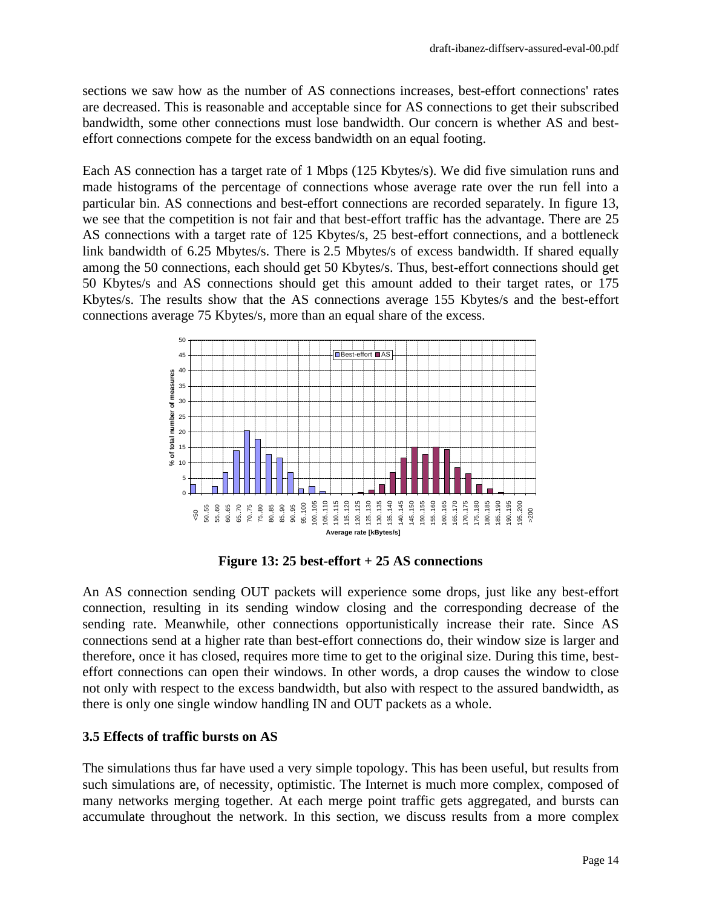sections we saw how as the number of AS connections increases, best-effort connections' rates are decreased. This is reasonable and acceptable since for AS connections to get their subscribed bandwidth, some other connections must lose bandwidth. Our concern is whether AS and best-effort connections compete for the excess bandwidth on an equal footing.

Each AS connection has a target rate of 1 Mbps (125 Kbytes/s). We did five simulation runs and made histograms of the percentage of connections whose average rate over the run fell into a particular bin. AS connections and best-effort connections are recorded separately. In figure 13, we see that the competition is not fair and that best-effort traffic has the advantage. There are 25 AS connections with a target rate of 125 Kbytes/s, 25 best-effort connections, and a bottleneck link bandwidth of 6.25 Mbytes/s. There is 2.5 Mbytes/s of excess bandwidth. If shared equally among the 50 connections, each should get 50 Kbytes/s. Thus, best-effort connections should get 50 Kbytes/s and AS connections should get this amount added to their target rates, or 175 Kbytes/s. The results show that the AS connections average 155 Kbytes/s and the best-effort connections average 75 Kbytes/s, more than an equal share of the excess.

**Figure 13: 25 best-effort + 25 AS connections**

An AS connection sending OUT packets will experience some drops, just like any best-effort connection, resulting in its sending window closing and the corresponding decrease of the sending rate. Meanwhile, other connections opportunistically increase their rate. Since AS connections send at a higher rate than best-effort connections do, their window size is larger and therefore, once it has closed, requires more time to get to the original size. During this time, best-effort connections can open their windows. In other words, a drop causes the window to close not only with respect to the excess bandwidth, but also with respect to the assured bandwidth, as there is only one single window handling IN and OUT packets as a whole.

### 3.5 Effects of traffic bursts on AS

The simulations thus far have used a very simple topology. This has been useful, but results from such simulations are, of necessity, optimistic. The Internet is much more complex, composed of many networks merging together. At each merge point traffic gets aggregated, and bursts can accumulate throughout the network. In this section, we discuss results from a more complex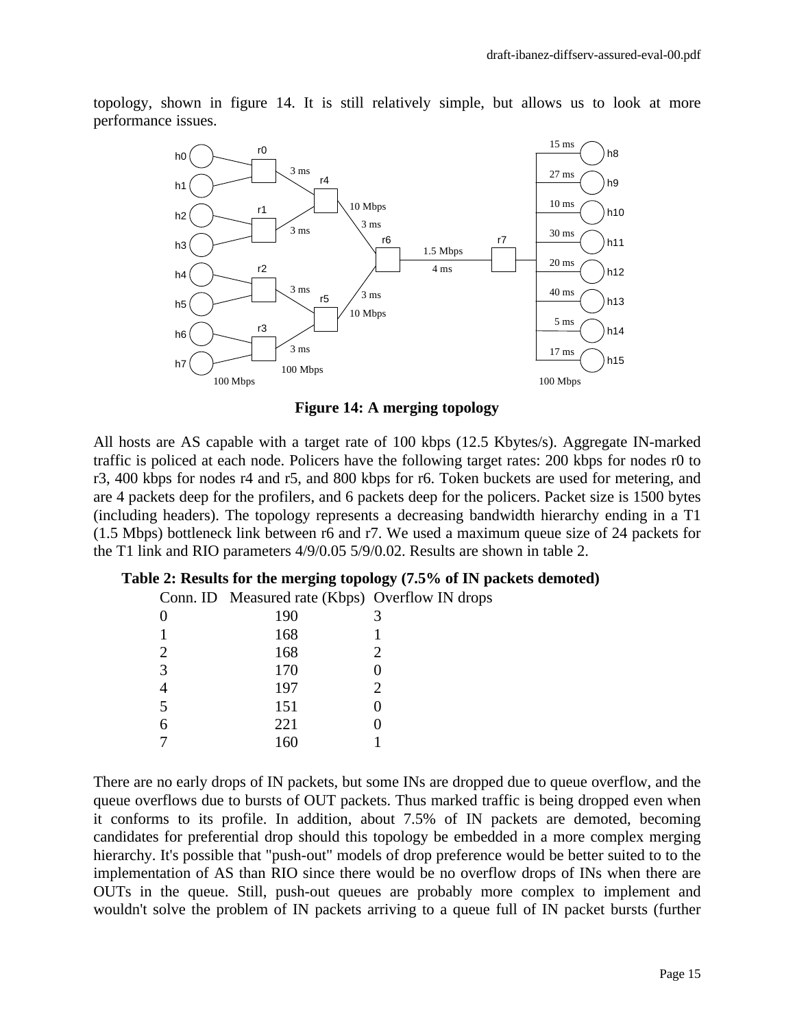topology, shown in figure 14. It is still relatively simple, but allows us to look at more performance issues.

**Figure 14: A merging topology**

All hosts are AS capable with a target rate of 100 kbps (12.5 Kbytes/s). Aggregate IN-marked traffic is policed at each node. Policers have the following target rates: 200 kbps for nodes r0 to r3, 400 kbps for nodes r4 and r5, and 800 kbps for r6. Token buckets are used for metering, and are 4 packets deep for the profilers, and 6 packets deep for the policers. Packet size is 1500 bytes (including headers). The topology represents a decreasing bandwidth hierarchy ending in a T1 (1.5 Mbps) bottleneck link between r6 and r7. We used a maximum queue size of 24 packets for the T1 link and RIO parameters 4/9/0.05 5/9/0.02. Results are shown in table 2.

**Table 2: Results for the merging topology (7.5% of IN packets demoted)**

| Conn. ID | Measured rate (Kbps) | Overflow IN drops |
|---|---|---|
| 0 | 190 | 3 |
| 1 | 168 | 1 |
| 2 | 168 | 2 |
| 3 | 170 | 0 |
| 4 | 197 | 2 |
| 5 | 151 | 0 |
| 6 | 221 | 0 |
| 7 | 160 | 1 |

There are no early drops of IN packets, but some INs are dropped due to queue overflow, and the queue overflows due to bursts of OUT packets. Thus marked traffic is being dropped even when it conforms to its profile. In addition, about 7.5% of IN packets are demoted, becoming candidates for preferential drop should this topology be embedded in a more complex merging hierarchy. It's possible that "push-out" models of drop preference would be better suited to to the implementation of AS than RIO since there would be no overflow drops of INs when there are OUTs in the queue. Still, push-out queues are probably more complex to implement and wouldn't solve the problem of IN packets arriving to a queue full of IN packet bursts (further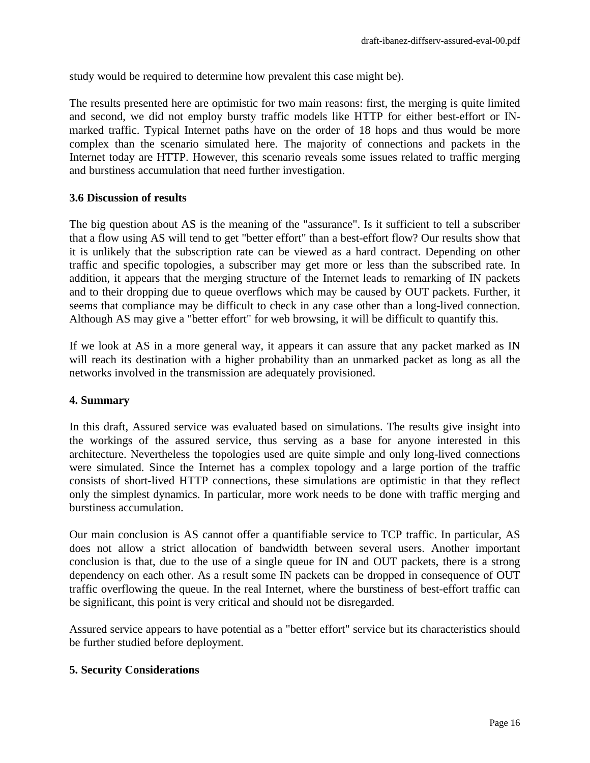study would be required to determine how prevalent this case might be).

The results presented here are optimistic for two main reasons: first, the merging is quite limited and second, we did not employ bursty traffic models like HTTP for either best-effort or IN-marked traffic. Typical Internet paths have on the order of 18 hops and thus would be more complex than the scenario simulated here. The majority of connections and packets in the Internet today are HTTP. However, this scenario reveals some issues related to traffic merging and burstiness accumulation that need further investigation.

### 3.6 Discussion of results

The big question about AS is the meaning of the "assurance". Is it sufficient to tell a subscriber that a flow using AS will tend to get "better effort" than a best-effort flow? Our results show that it is unlikely that the subscription rate can be viewed as a hard contract. Depending on other traffic and specific topologies, a subscriber may get more or less than the subscribed rate. In addition, it appears that the merging structure of the Internet leads to remarking of IN packets and to their dropping due to queue overflows which may be caused by OUT packets. Further, it seems that compliance may be difficult to check in any case other than a long-lived connection. Although AS may give a "better effort" for web browsing, it will be difficult to quantify this.

If we look at AS in a more general way, it appears it can assure that any packet marked as IN will reach its destination with a higher probability than an unmarked packet as long as all the networks involved in the transmission are adequately provisioned.

## 4. Summary

In this draft, Assured service was evaluated based on simulations. The results give insight into the workings of the assured service, thus serving as a base for anyone interested in this architecture. Nevertheless the topologies used are quite simple and only long-lived connections were simulated. Since the Internet has a complex topology and a large portion of the traffic consists of short-lived HTTP connections, these simulations are optimistic in that they reflect only the simplest dynamics. In particular, more work needs to be done with traffic merging and burstiness accumulation.

Our main conclusion is AS cannot offer a quantifiable service to TCP traffic. In particular, AS does not allow a strict allocation of bandwidth between several users. Another important conclusion is that, due to the use of a single queue for IN and OUT packets, there is a strong dependency on each other. As a result some IN packets can be dropped in consequence of OUT traffic overflowing the queue. In the real Internet, where the burstiness of best-effort traffic can be significant, this point is very critical and should not be disregarded.

Assured service appears to have potential as a "better effort" service but its characteristics should be further studied before deployment.

## 5. Security Considerations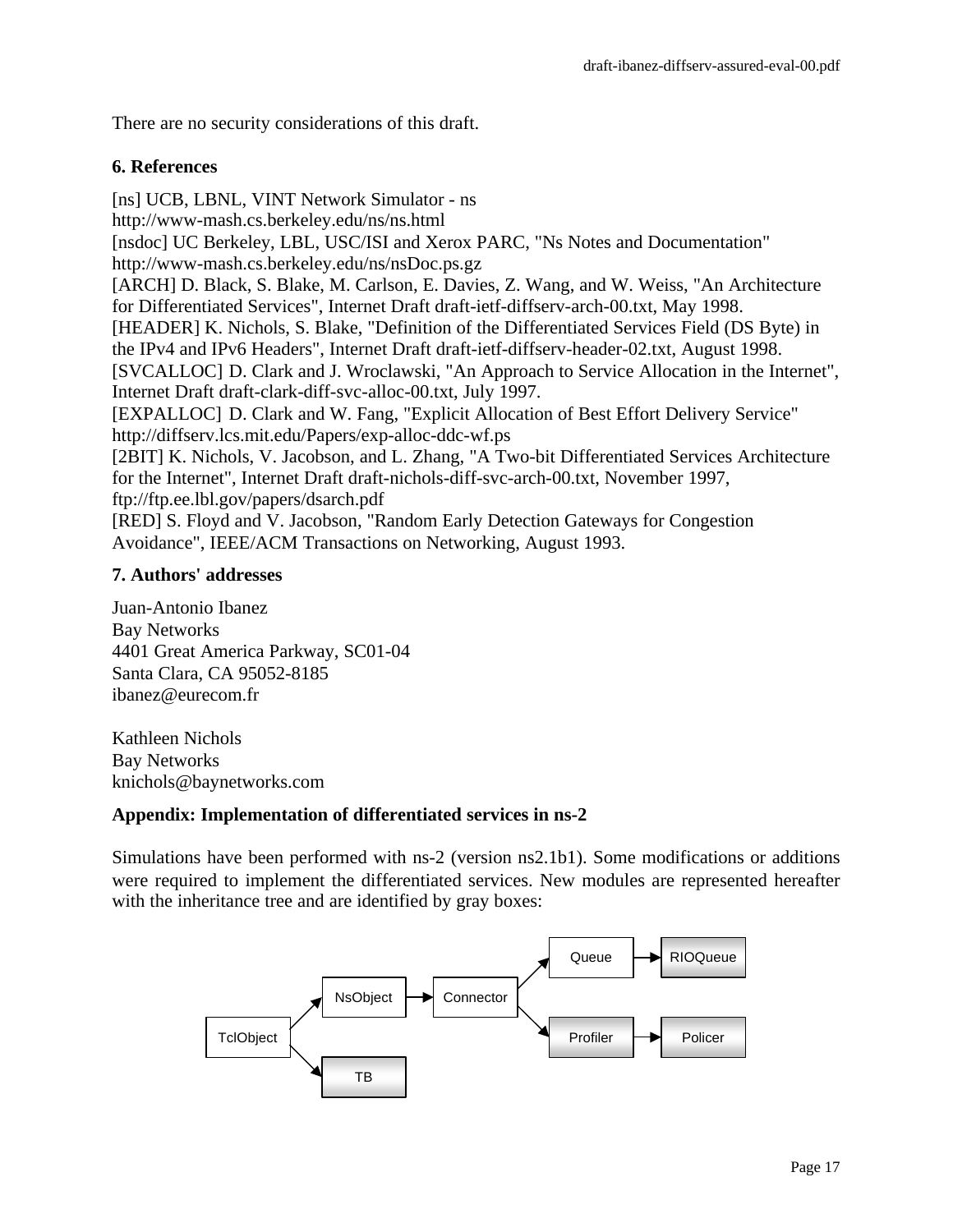There are no security considerations of this draft.

## 6. References

[ns] UCB, LBNL, VINT Network Simulator - ns
http://www-mash.cs.berkeley.edu/ns/ns.html
[nsdoc] UC Berkeley, LBL, USC/ISI and Xerox PARC, "Ns Notes and Documentation"
http://www-mash.cs.berkeley.edu/ns/nsDoc.ps.gz
[ARCH] D. Black, S. Blake, M. Carlson, E. Davies, Z. Wang, and W. Weiss, "An Architecture for Differentiated Services", Internet Draft draft-ietf-diffserv-arch-00.txt, May 1998.
[HEADER] K. Nichols, S. Blake, "Definition of the Differentiated Services Field (DS Byte) in the IPv4 and IPv6 Headers", Internet Draft draft-ietf-diffserv-header-02.txt, August 1998.
[SVCALLOC] D. Clark and J. Wroclawski, "An Approach to Service Allocation in the Internet", Internet Draft draft-clark-diff-svc-alloc-00.txt, July 1997.
[EXPALLOC] D. Clark and W. Fang, "Explicit Allocation of Best Effort Delivery Service"
http://diffserv.lcs.mit.edu/Papers/exp-alloc-ddc-wf.ps
[2BIT] K. Nichols, V. Jacobson, and L. Zhang, "A Two-bit Differentiated Services Architecture for the Internet", Internet Draft draft-nichols-diff-svc-arch-00.txt, November 1997,
ftp://ftp.ee.lbl.gov/papers/dsarch.pdf
[RED] S. Floyd and V. Jacobson, "Random Early Detection Gateways for Congestion Avoidance", IEEE/ACM Transactions on Networking, August 1993.

## 7. Authors' addresses

Juan-Antonio Ibanez
Bay Networks
4401 Great America Parkway, SC01-04
Santa Clara, CA 95052-8185
ibanez@eurecom.fr

Kathleen Nichols
Bay Networks
knichols@baynetworks.com

## Appendix: Implementation of differentiated services in ns-2

Simulations have been performed with ns-2 (version ns2.1b1). Some modifications or additions were required to implement the differentiated services. New modules are represented hereafter with the inheritance tree and are identified by gray boxes:

```
                                          Queue ----> RIOQueue
                                        /
            NsObject ----> Connector
          /                             \
TclObject                                 Profiler ----> Policer
          \
            TB
```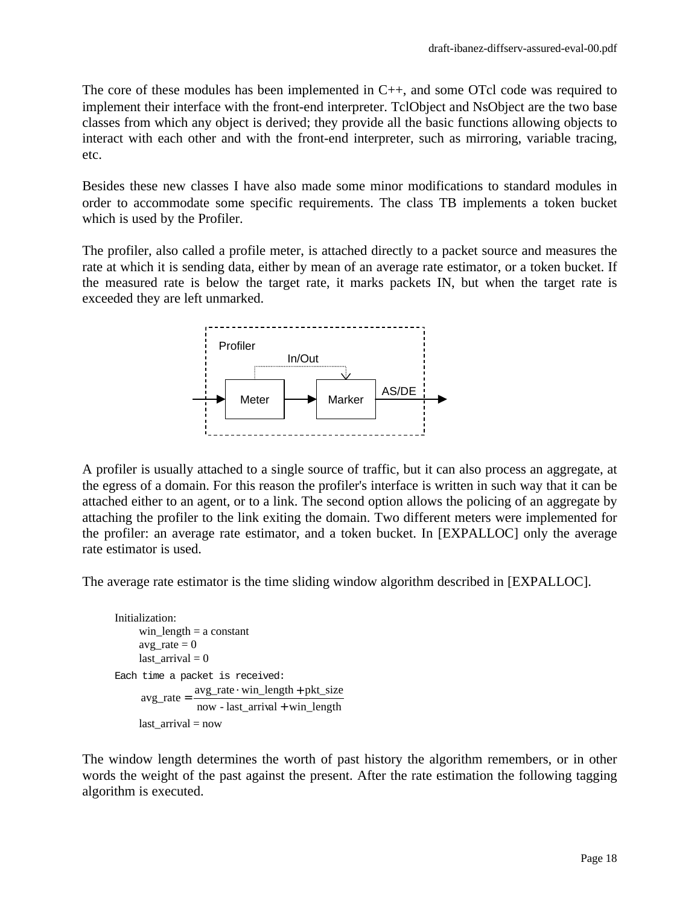The core of these modules has been implemented in C++, and some OTcl code was required to implement their interface with the front-end interpreter. TclObject and NsObject are the two base classes from which any object is derived; they provide all the basic functions allowing objects to interact with each other and with the front-end interpreter, such as mirroring, variable tracing, etc.

Besides these new classes I have also made some minor modifications to standard modules in order to accommodate some specific requirements. The class TB implements a token bucket which is used by the Profiler.

The profiler, also called a profile meter, is attached directly to a packet source and measures the rate at which it is sending data, either by mean of an average rate estimator, or a token bucket. If the measured rate is below the target rate, it marks packets IN, but when the target rate is exceeded they are left unmarked.

A profiler is usually attached to a single source of traffic, but it can also process an aggregate, at the egress of a domain. For this reason the profiler's interface is written in such way that it can be attached either to an agent, or to a link. The second option allows the policing of an aggregate by attaching the profiler to the link exiting the domain. Two different meters were implemented for the profiler: an average rate estimator, and a token bucket. In [EXPALLOC] only the average rate estimator is used.

The average rate estimator is the time sliding window algorithm described in [EXPALLOC].

Initialization:

win_length = a constant
avg_rate = 0
last_arrival = 0

Each time a packet is received:

$$\text{avg\_rate} = \frac{\text{avg\_rate} \cdot \text{win\_length} + \text{pkt\_size}}{\text{now - last\_arrival} + \text{win\_length}}$$

last_arrival = now

The window length determines the worth of past history the algorithm remembers, or in other words the weight of the past against the present. After the rate estimation the following tagging algorithm is executed.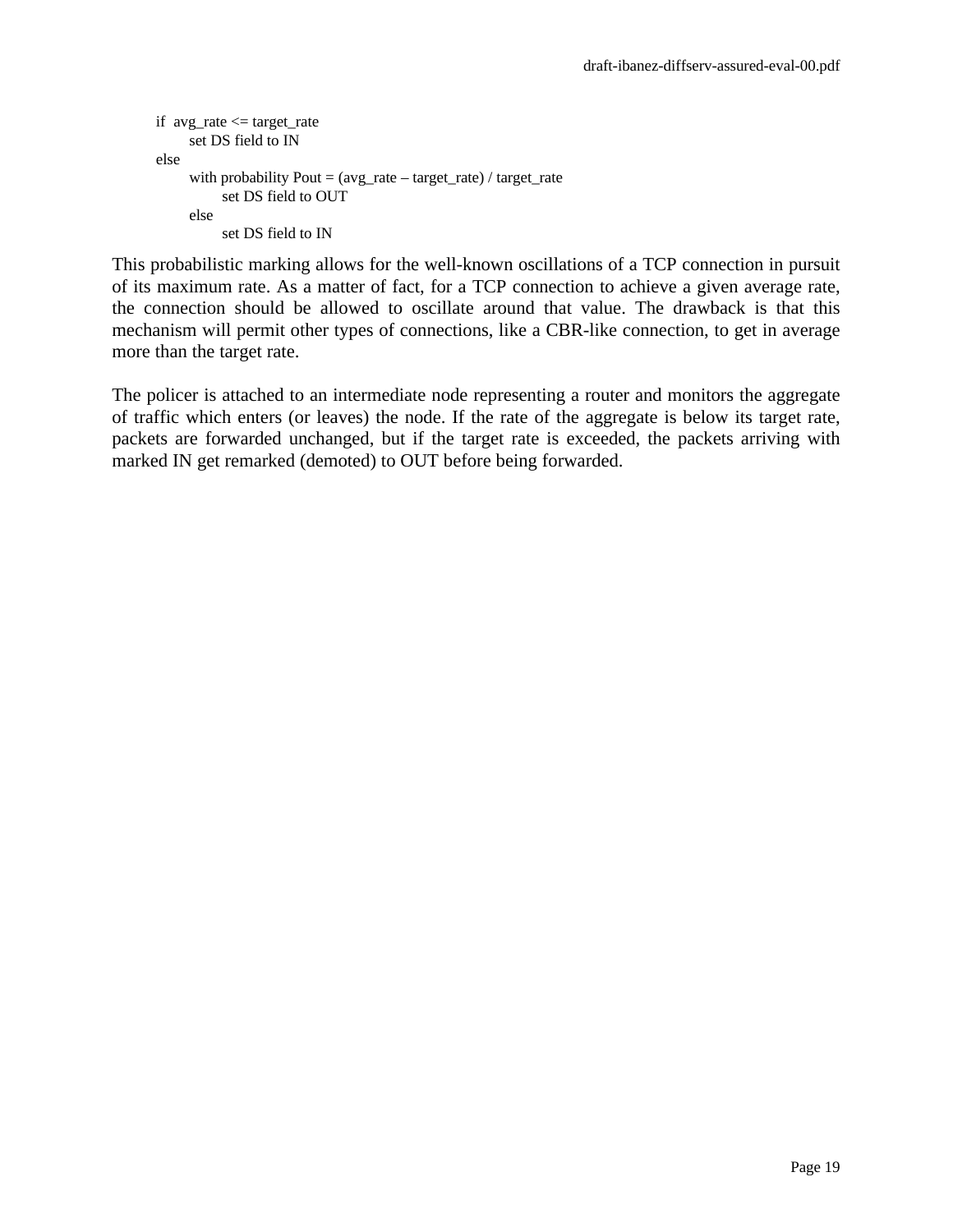```
if  avg_rate <= target_rate
        set DS field to IN
else
        with probability Pout = (avg_rate – target_rate) / target_rate
                set DS field to OUT
        else
                set DS field to IN
```

This probabilistic marking allows for the well-known oscillations of a TCP connection in pursuit of its maximum rate. As a matter of fact, for a TCP connection to achieve a given average rate, the connection should be allowed to oscillate around that value. The drawback is that this mechanism will permit other types of connections, like a CBR-like connection, to get in average more than the target rate.

The policer is attached to an intermediate node representing a router and monitors the aggregate of traffic which enters (or leaves) the node. If the rate of the aggregate is below its target rate, packets are forwarded unchanged, but if the target rate is exceeded, the packets arriving with marked IN get remarked (demoted) to OUT before being forwarded.